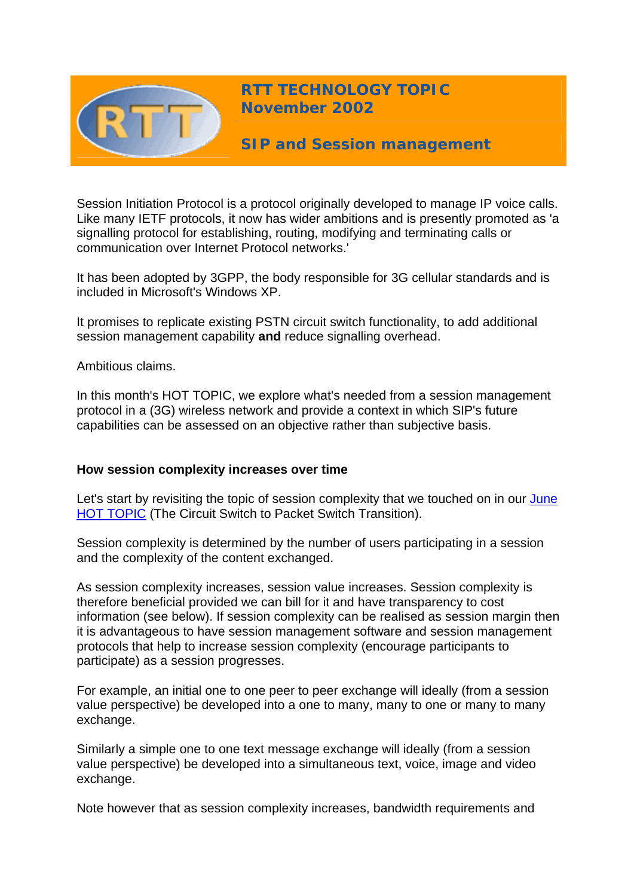# RTT TECHNOLOGY TOPIC
## November 2002

## SIP and Session management

Session Initiation Protocol is a protocol originally developed to manage IP voice calls. Like many IETF protocols, it now has wider ambitions and is presently promoted as 'a signalling protocol for establishing, routing, modifying and terminating calls or communication over Internet Protocol networks.'

It has been adopted by 3GPP, the body responsible for 3G cellular standards and is included in Microsoft's Windows XP.

It promises to replicate existing PSTN circuit switch functionality, to add additional session management capability **and** reduce signalling overhead.

Ambitious claims.

In this month's HOT TOPIC, we explore what's needed from a session management protocol in a (3G) wireless network and provide a context in which SIP's future capabilities can be assessed on an objective rather than subjective basis.

### How session complexity increases over time

Let's start by revisiting the topic of session complexity that we touched on in our June HOT TOPIC (The Circuit Switch to Packet Switch Transition).

Session complexity is determined by the number of users participating in a session and the complexity of the content exchanged.

As session complexity increases, session value increases. Session complexity is therefore beneficial provided we can bill for it and have transparency to cost information (see below). If session complexity can be realised as session margin then it is advantageous to have session management software and session management protocols that help to increase session complexity (encourage participants to participate) as a session progresses.

For example, an initial one to one peer to peer exchange will ideally (from a session value perspective) be developed into a one to many, many to one or many to many exchange.

Similarly a simple one to one text message exchange will ideally (from a session value perspective) be developed into a simultaneous text, voice, image and video exchange.

Note however that as session complexity increases, bandwidth requirements and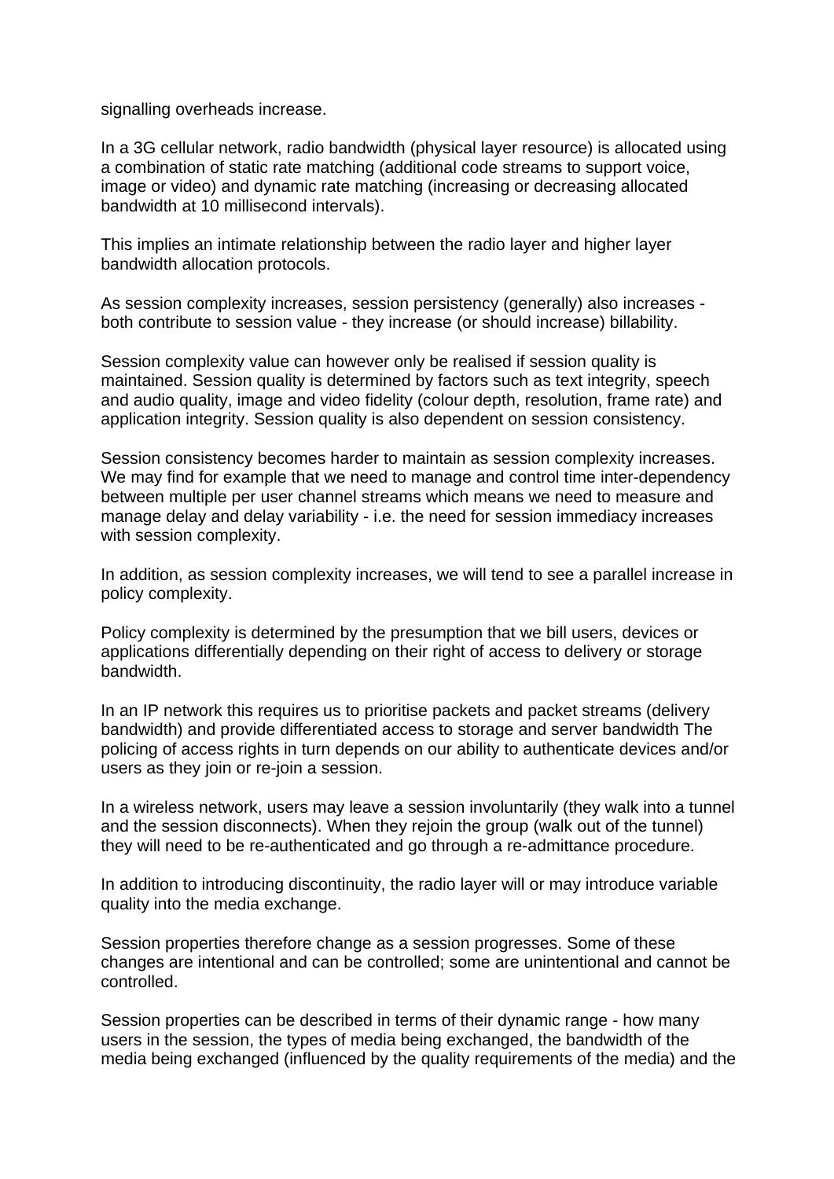signalling overheads increase.

In a 3G cellular network, radio bandwidth (physical layer resource) is allocated using a combination of static rate matching (additional code streams to support voice, image or video) and dynamic rate matching (increasing or decreasing allocated bandwidth at 10 millisecond intervals).

This implies an intimate relationship between the radio layer and higher layer bandwidth allocation protocols.

As session complexity increases, session persistency (generally) also increases - both contribute to session value - they increase (or should increase) billability.

Session complexity value can however only be realised if session quality is maintained. Session quality is determined by factors such as text integrity, speech and audio quality, image and video fidelity (colour depth, resolution, frame rate) and application integrity. Session quality is also dependent on session consistency.

Session consistency becomes harder to maintain as session complexity increases. We may find for example that we need to manage and control time inter-dependency between multiple per user channel streams which means we need to measure and manage delay and delay variability - i.e. the need for session immediacy increases with session complexity.

In addition, as session complexity increases, we will tend to see a parallel increase in policy complexity.

Policy complexity is determined by the presumption that we bill users, devices or applications differentially depending on their right of access to delivery or storage bandwidth.

In an IP network this requires us to prioritise packets and packet streams (delivery bandwidth) and provide differentiated access to storage and server bandwidth The policing of access rights in turn depends on our ability to authenticate devices and/or users as they join or re-join a session.

In a wireless network, users may leave a session involuntarily (they walk into a tunnel and the session disconnects). When they rejoin the group (walk out of the tunnel) they will need to be re-authenticated and go through a re-admittance procedure.

In addition to introducing discontinuity, the radio layer will or may introduce variable quality into the media exchange.

Session properties therefore change as a session progresses. Some of these changes are intentional and can be controlled; some are unintentional and cannot be controlled.

Session properties can be described in terms of their dynamic range - how many users in the session, the types of media being exchanged, the bandwidth of the media being exchanged (influenced by the quality requirements of the media) and the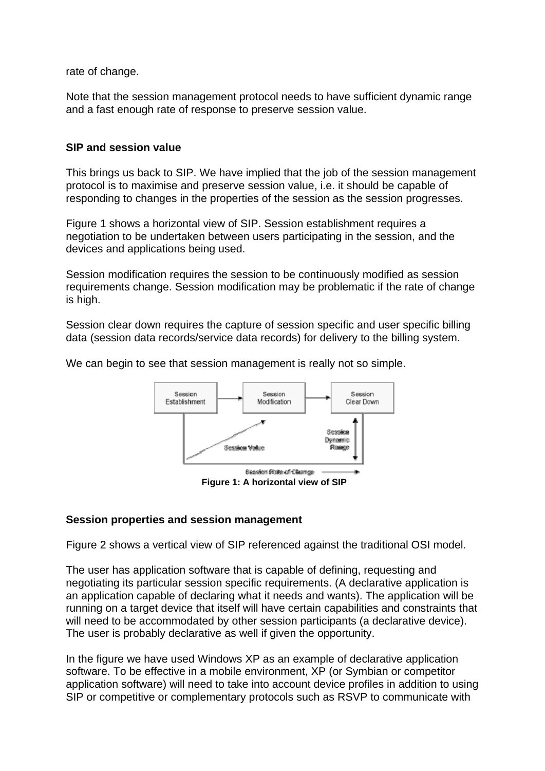rate of change.

Note that the session management protocol needs to have sufficient dynamic range and a fast enough rate of response to preserve session value.

**SIP and session value**

This brings us back to SIP. We have implied that the job of the session management protocol is to maximise and preserve session value, i.e. it should be capable of responding to changes in the properties of the session as the session progresses.

Figure 1 shows a horizontal view of SIP. Session establishment requires a negotiation to be undertaken between users participating in the session, and the devices and applications being used.

Session modification requires the session to be continuously modified as session requirements change. Session modification may be problematic if the rate of change is high.

Session clear down requires the capture of session specific and user specific billing data (session data records/service data records) for delivery to the billing system.

We can begin to see that session management is really not so simple.

Session Establishment → Session Modification → Session Clear Down

Session Value

Session Dynamic Range

Session Rate of Change

**Figure 1: A horizontal view of SIP**

**Session properties and session management**

Figure 2 shows a vertical view of SIP referenced against the traditional OSI model.

The user has application software that is capable of defining, requesting and negotiating its particular session specific requirements. (A declarative application is an application capable of declaring what it needs and wants). The application will be running on a target device that itself will have certain capabilities and constraints that will need to be accommodated by other session participants (a declarative device). The user is probably declarative as well if given the opportunity.

In the figure we have used Windows XP as an example of declarative application software. To be effective in a mobile environment, XP (or Symbian or competitor application software) will need to take into account device profiles in addition to using SIP or competitive or complementary protocols such as RSVP to communicate with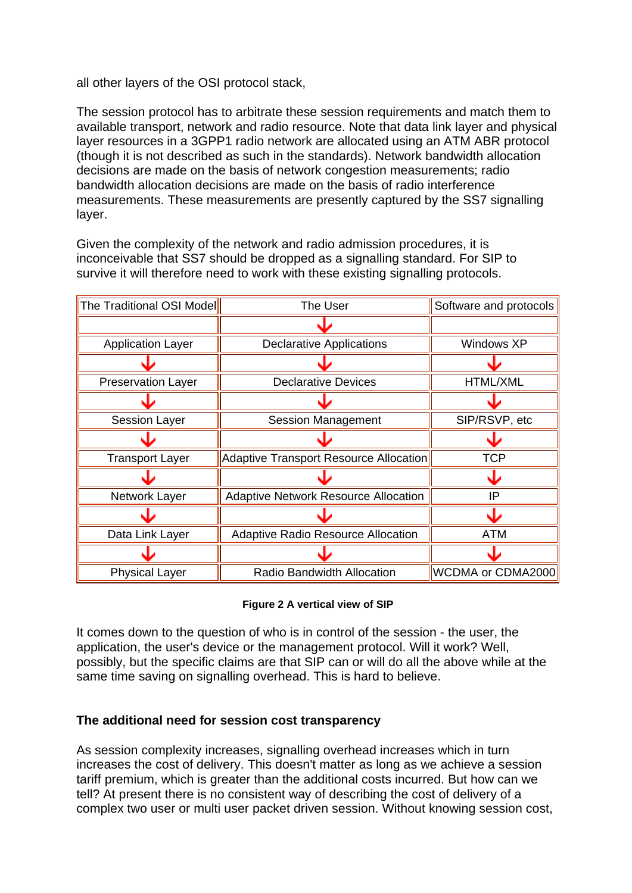all other layers of the OSI protocol stack,

The session protocol has to arbitrate these session requirements and match them to available transport, network and radio resource. Note that data link layer and physical layer resources in a 3GPP1 radio network are allocated using an ATM ABR protocol (though it is not described as such in the standards). Network bandwidth allocation decisions are made on the basis of network congestion measurements; radio bandwidth allocation decisions are made on the basis of radio interference measurements. These measurements are presently captured by the SS7 signalling layer.

Given the complexity of the network and radio admission procedures, it is inconceivable that SS7 should be dropped as a signalling standard. For SIP to survive it will therefore need to work with these existing signalling protocols.

| The Traditional OSI Model | The User | Software and protocols |
|---|---|---|
| | ↓ | |
| Application Layer | Declarative Applications | Windows XP |
| ↓ | ↓ | ↓ |
| Preservation Layer | Declarative Devices | HTML/XML |
| ↓ | ↓ | ↓ |
| Session Layer | Session Management | SIP/RSVP, etc |
| ↓ | ↓ | ↓ |
| Transport Layer | Adaptive Transport Resource Allocation | TCP |
| ↓ | ↓ | ↓ |
| Network Layer | Adaptive Network Resource Allocation | IP |
| ↓ | ↓ | ↓ |
| Data Link Layer | Adaptive Radio Resource Allocation | ATM |
| ↓ | ↓ | ↓ |
| Physical Layer | Radio Bandwidth Allocation | WCDMA or CDMA2000 |

**Figure 2 A vertical view of SIP**

It comes down to the question of who is in control of the session - the user, the application, the user's device or the management protocol. Will it work? Well, possibly, but the specific claims are that SIP can or will do all the above while at the same time saving on signalling overhead. This is hard to believe.

### The additional need for session cost transparency

As session complexity increases, signalling overhead increases which in turn increases the cost of delivery. This doesn't matter as long as we achieve a session tariff premium, which is greater than the additional costs incurred. But how can we tell? At present there is no consistent way of describing the cost of delivery of a complex two user or multi user packet driven session. Without knowing session cost,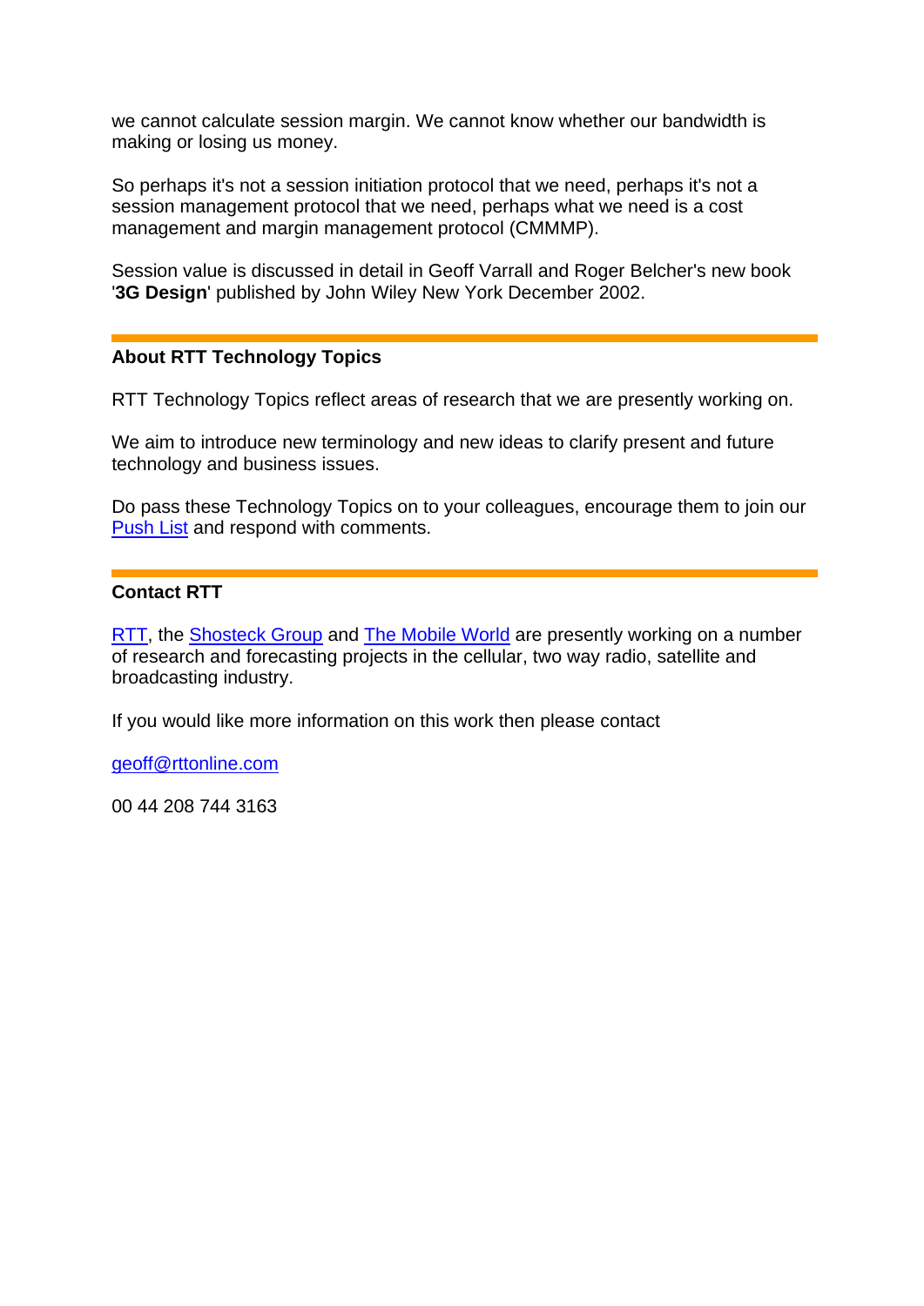we cannot calculate session margin. We cannot know whether our bandwidth is making or losing us money.

So perhaps it's not a session initiation protocol that we need, perhaps it's not a session management protocol that we need, perhaps what we need is a cost management and margin management protocol (CMMMP).

Session value is discussed in detail in Geoff Varrall and Roger Belcher's new book '**3G Design**' published by John Wiley New York December 2002.

---

**About RTT Technology Topics**

RTT Technology Topics reflect areas of research that we are presently working on.

We aim to introduce new terminology and new ideas to clarify present and future technology and business issues.

Do pass these Technology Topics on to your colleagues, encourage them to join our Push List and respond with comments.

---

**Contact RTT**

RTT, the Shosteck Group and The Mobile World are presently working on a number of research and forecasting projects in the cellular, two way radio, satellite and broadcasting industry.

If you would like more information on this work then please contact

geoff@rttonline.com

00 44 208 744 3163